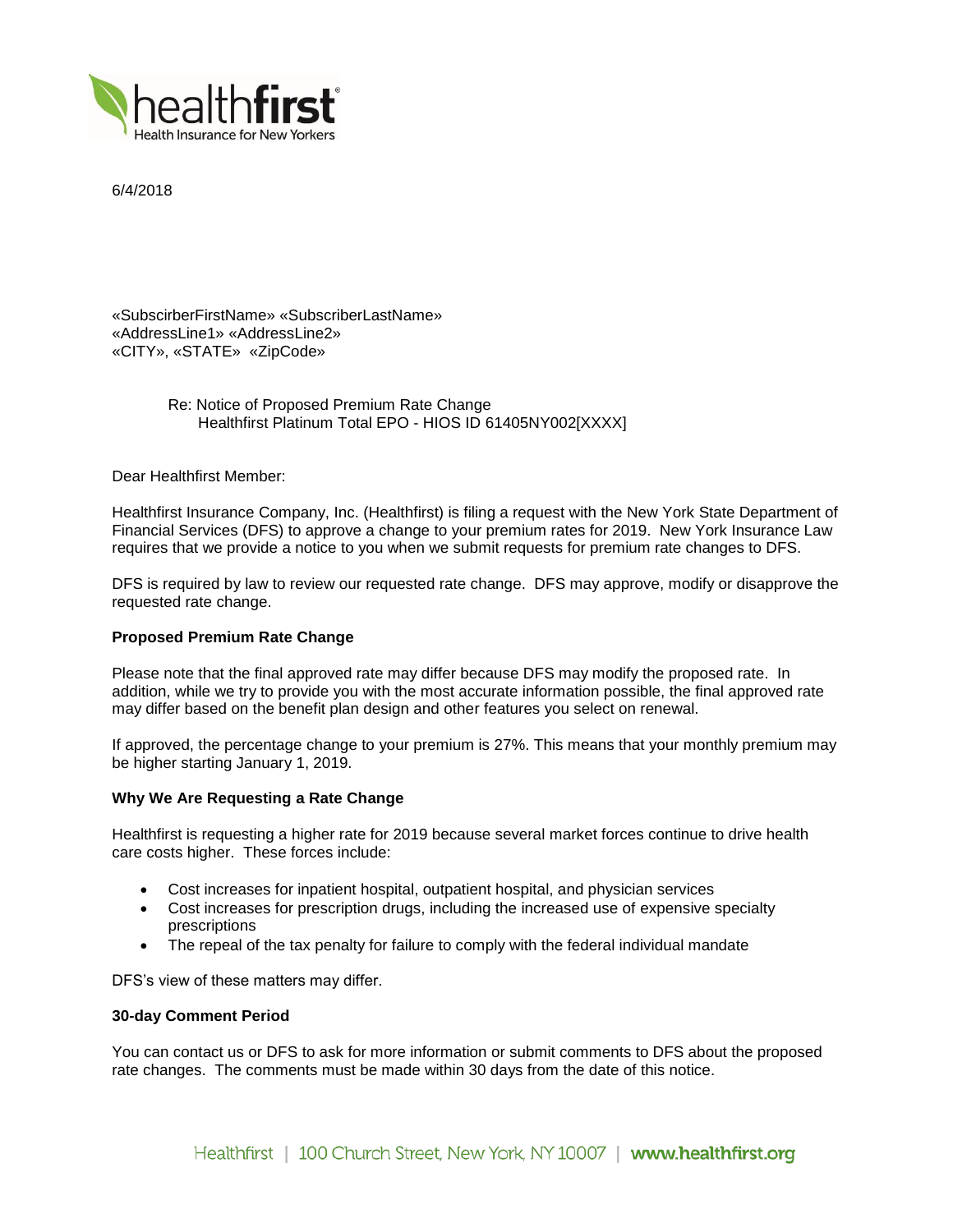6/4/2018

«SubscirberFirstName» «SubscriberLastName»
«AddressLine1» «AddressLine2»
«CITY», «STATE» «ZipCode»

Re: Notice of Proposed Premium Rate Change
Healthfirst Platinum Total EPO - HIOS ID 61405NY002[XXXX]

Dear Healthfirst Member:

Healthfirst Insurance Company, Inc. (Healthfirst) is filing a request with the New York State Department of Financial Services (DFS) to approve a change to your premium rates for 2019. New York Insurance Law requires that we provide a notice to you when we submit requests for premium rate changes to DFS.

DFS is required by law to review our requested rate change. DFS may approve, modify or disapprove the requested rate change.

**Proposed Premium Rate Change**

Please note that the final approved rate may differ because DFS may modify the proposed rate. In addition, while we try to provide you with the most accurate information possible, the final approved rate may differ based on the benefit plan design and other features you select on renewal.

If approved, the percentage change to your premium is 27%. This means that your monthly premium may be higher starting January 1, 2019.

**Why We Are Requesting a Rate Change**

Healthfirst is requesting a higher rate for 2019 because several market forces continue to drive health care costs higher. These forces include:

- Cost increases for inpatient hospital, outpatient hospital, and physician services
- Cost increases for prescription drugs, including the increased use of expensive specialty prescriptions
- The repeal of the tax penalty for failure to comply with the federal individual mandate

DFS's view of these matters may differ.

**30-day Comment Period**

You can contact us or DFS to ask for more information or submit comments to DFS about the proposed rate changes. The comments must be made within 30 days from the date of this notice.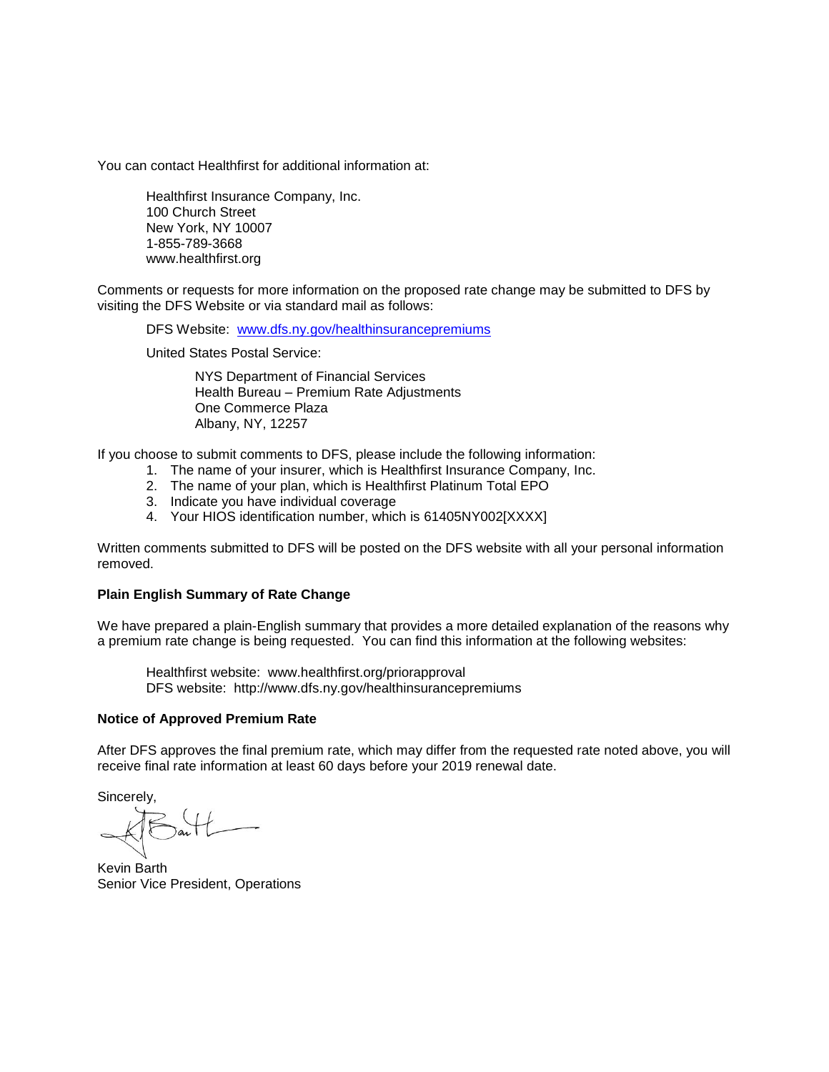You can contact Healthfirst for additional information at:

Healthfirst Insurance Company, Inc.
100 Church Street
New York, NY 10007
1-855-789-3668
www.healthfirst.org

Comments or requests for more information on the proposed rate change may be submitted to DFS by visiting the DFS Website or via standard mail as follows:

DFS Website: [www.dfs.ny.gov/healthinsurancepremiums](http://www.dfs.ny.gov/healthinsurancepremiums)

United States Postal Service:

NYS Department of Financial Services
Health Bureau – Premium Rate Adjustments
One Commerce Plaza
Albany, NY, 12257

If you choose to submit comments to DFS, please include the following information:

1. The name of your insurer, which is Healthfirst Insurance Company, Inc.
2. The name of your plan, which is Healthfirst Platinum Total EPO
3. Indicate you have individual coverage
4. Your HIOS identification number, which is 61405NY002[XXXX]

Written comments submitted to DFS will be posted on the DFS website with all your personal information removed.

**Plain English Summary of Rate Change**

We have prepared a plain-English summary that provides a more detailed explanation of the reasons why a premium rate change is being requested. You can find this information at the following websites:

Healthfirst website: www.healthfirst.org/priorapproval
DFS website: http://www.dfs.ny.gov/healthinsurancepremiums

**Notice of Approved Premium Rate**

After DFS approves the final premium rate, which may differ from the requested rate noted above, you will receive final rate information at least 60 days before your 2019 renewal date.

Sincerely,

Kevin Barth
Senior Vice President, Operations